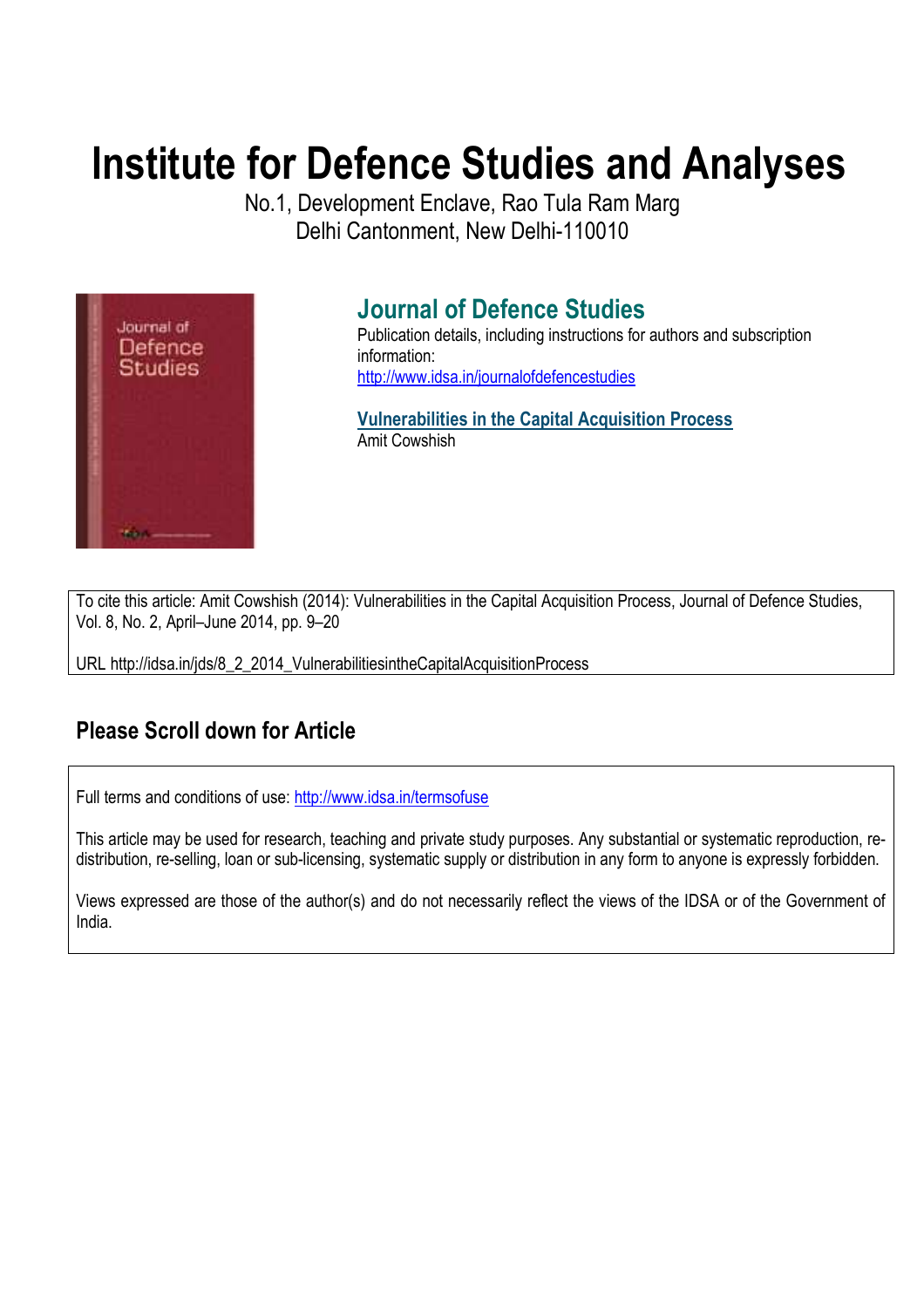# Institute for Defence Studies and Analyses

No.1, Development Enclave, Rao Tula Ram Marg
Delhi Cantonment, New Delhi-110010

## Journal of Defence Studies

Publication details, including instructions for authors and subscription information:
http://www.idsa.in/journalofdefencestudies

**Vulnerabilities in the Capital Acquisition Process**
Amit Cowshish

To cite this article: Amit Cowshish (2014): Vulnerabilities in the Capital Acquisition Process, Journal of Defence Studies, Vol. 8, No. 2, April–June 2014, pp. 9–20

URL http://idsa.in/jds/8_2_2014_VulnerabilitiesintheCapitalAcquisitionProcess

## Please Scroll down for Article

Full terms and conditions of use: http://www.idsa.in/termsofuse

This article may be used for research, teaching and private study purposes. Any substantial or systematic reproduction, re-distribution, re-selling, loan or sub-licensing, systematic supply or distribution in any form to anyone is expressly forbidden.

Views expressed are those of the author(s) and do not necessarily reflect the views of the IDSA or of the Government of India.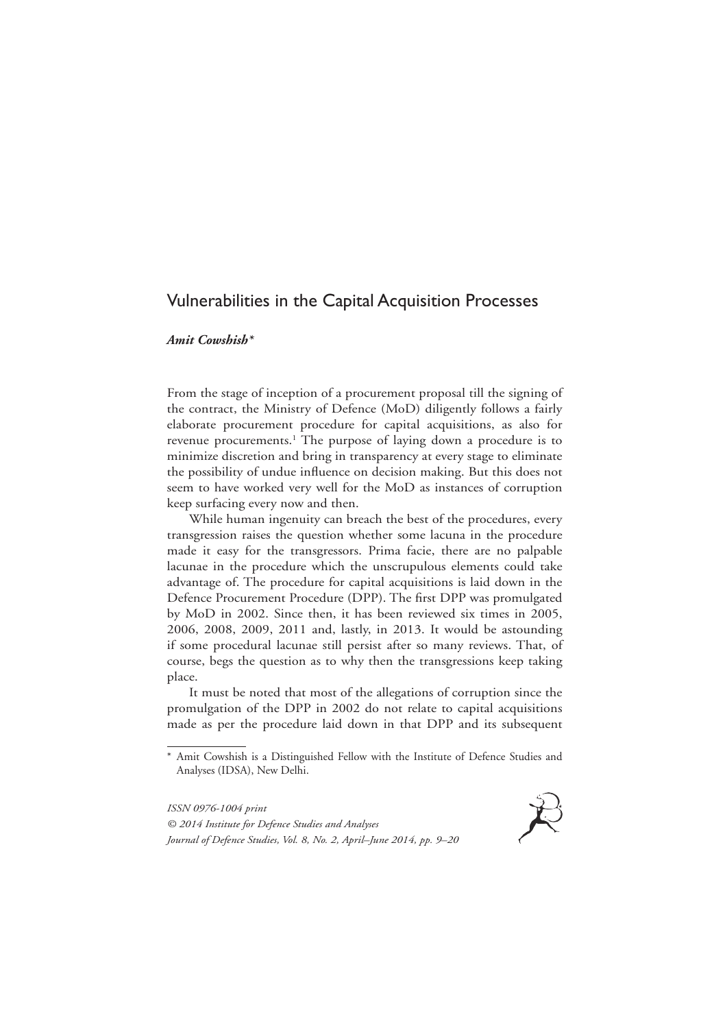# Vulnerabilities in the Capital Acquisition Processes

***Amit Cowshish****

From the stage of inception of a procurement proposal till the signing of the contract, the Ministry of Defence (MoD) diligently follows a fairly elaborate procurement procedure for capital acquisitions, as also for revenue procurements.[1] The purpose of laying down a procedure is to minimize discretion and bring in transparency at every stage to eliminate the possibility of undue influence on decision making. But this does not seem to have worked very well for the MoD as instances of corruption keep surfacing every now and then.

While human ingenuity can breach the best of the procedures, every transgression raises the question whether some lacuna in the procedure made it easy for the transgressors. Prima facie, there are no palpable lacunae in the procedure which the unscrupulous elements could take advantage of. The procedure for capital acquisitions is laid down in the Defence Procurement Procedure (DPP). The first DPP was promulgated by MoD in 2002. Since then, it has been reviewed six times in 2005, 2006, 2008, 2009, 2011 and, lastly, in 2013. It would be astounding if some procedural lacunae still persist after so many reviews. That, of course, begs the question as to why then the transgressions keep taking place.

It must be noted that most of the allegations of corruption since the promulgation of the DPP in 2002 do not relate to capital acquisitions made as per the procedure laid down in that DPP and its subsequent

---

\* Amit Cowshish is a Distinguished Fellow with the Institute of Defence Studies and Analyses (IDSA), New Delhi.

*ISSN 0976-1004 print*
*© 2014 Institute for Defence Studies and Analyses*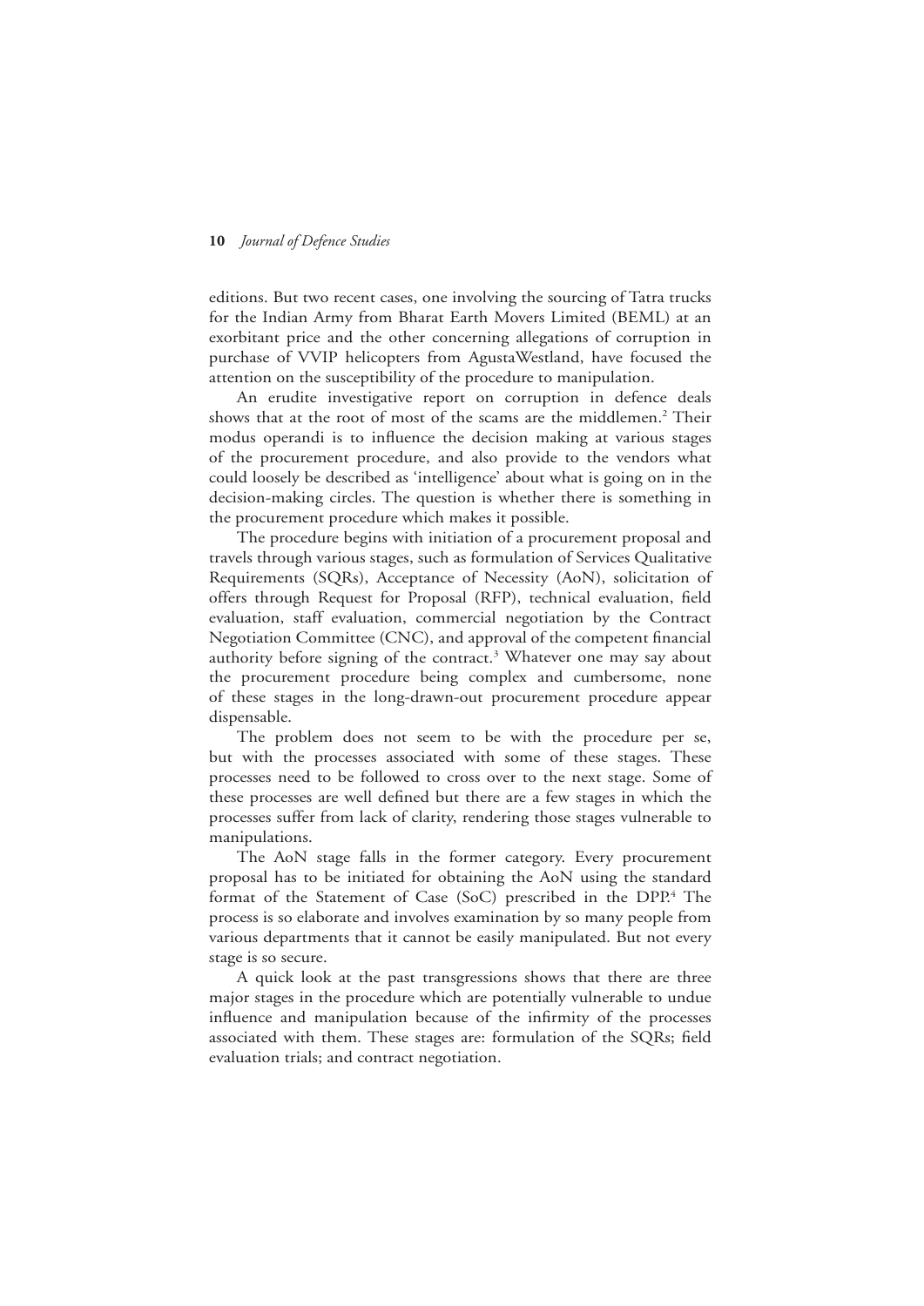editions. But two recent cases, one involving the sourcing of Tatra trucks for the Indian Army from Bharat Earth Movers Limited (BEML) at an exorbitant price and the other concerning allegations of corruption in purchase of VVIP helicopters from AgustaWestland, have focused the attention on the susceptibility of the procedure to manipulation.

An erudite investigative report on corruption in defence deals shows that at the root of most of the scams are the middlemen.[2] Their modus operandi is to influence the decision making at various stages of the procurement procedure, and also provide to the vendors what could loosely be described as 'intelligence' about what is going on in the decision-making circles. The question is whether there is something in the procurement procedure which makes it possible.

The procedure begins with initiation of a procurement proposal and travels through various stages, such as formulation of Services Qualitative Requirements (SQRs), Acceptance of Necessity (AoN), solicitation of offers through Request for Proposal (RFP), technical evaluation, field evaluation, staff evaluation, commercial negotiation by the Contract Negotiation Committee (CNC), and approval of the competent financial authority before signing of the contract.[3] Whatever one may say about the procurement procedure being complex and cumbersome, none of these stages in the long-drawn-out procurement procedure appear dispensable.

The problem does not seem to be with the procedure per se, but with the processes associated with some of these stages. These processes need to be followed to cross over to the next stage. Some of these processes are well defined but there are a few stages in which the processes suffer from lack of clarity, rendering those stages vulnerable to manipulations.

The AoN stage falls in the former category. Every procurement proposal has to be initiated for obtaining the AoN using the standard format of the Statement of Case (SoC) prescribed in the DPP.[4] The process is so elaborate and involves examination by so many people from various departments that it cannot be easily manipulated. But not every stage is so secure.

A quick look at the past transgressions shows that there are three major stages in the procedure which are potentially vulnerable to undue influence and manipulation because of the infirmity of the processes associated with them. These stages are: formulation of the SQRs; field evaluation trials; and contract negotiation.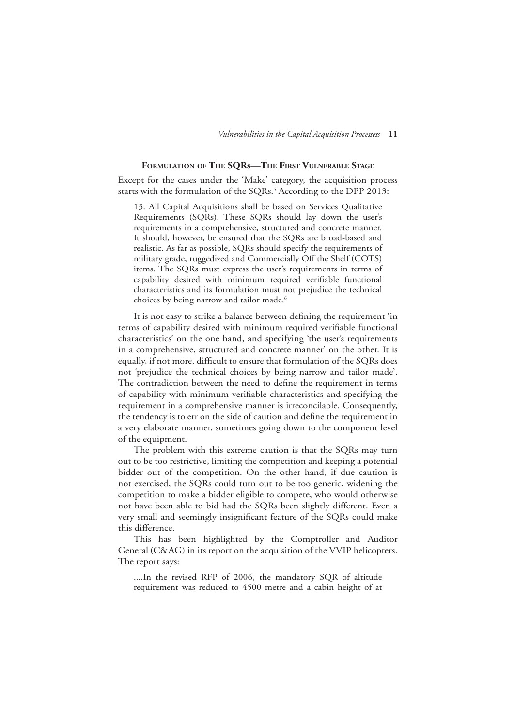## Formulation of The SQRs—The First Vulnerable Stage

Except for the cases under the 'Make' category, the acquisition process starts with the formulation of the SQRs.[5] According to the DPP 2013:

> 13. All Capital Acquisitions shall be based on Services Qualitative Requirements (SQRs). These SQRs should lay down the user's requirements in a comprehensive, structured and concrete manner. It should, however, be ensured that the SQRs are broad-based and realistic. As far as possible, SQRs should specify the requirements of military grade, ruggedized and Commercially Off the Shelf (COTS) items. The SQRs must express the user's requirements in terms of capability desired with minimum required verifiable functional characteristics and its formulation must not prejudice the technical choices by being narrow and tailor made.[6]

It is not easy to strike a balance between defining the requirement 'in terms of capability desired with minimum required verifiable functional characteristics' on the one hand, and specifying 'the user's requirements in a comprehensive, structured and concrete manner' on the other. It is equally, if not more, difficult to ensure that formulation of the SQRs does not 'prejudice the technical choices by being narrow and tailor made'. The contradiction between the need to define the requirement in terms of capability with minimum verifiable characteristics and specifying the requirement in a comprehensive manner is irreconcilable. Consequently, the tendency is to err on the side of caution and define the requirement in a very elaborate manner, sometimes going down to the component level of the equipment.

The problem with this extreme caution is that the SQRs may turn out to be too restrictive, limiting the competition and keeping a potential bidder out of the competition. On the other hand, if due caution is not exercised, the SQRs could turn out to be too generic, widening the competition to make a bidder eligible to compete, who would otherwise not have been able to bid had the SQRs been slightly different. Even a very small and seemingly insignificant feature of the SQRs could make this difference.

This has been highlighted by the Comptroller and Auditor General (C&AG) in its report on the acquisition of the VVIP helicopters. The report says:

> ....In the revised RFP of 2006, the mandatory SQR of altitude requirement was reduced to 4500 metre and a cabin height of at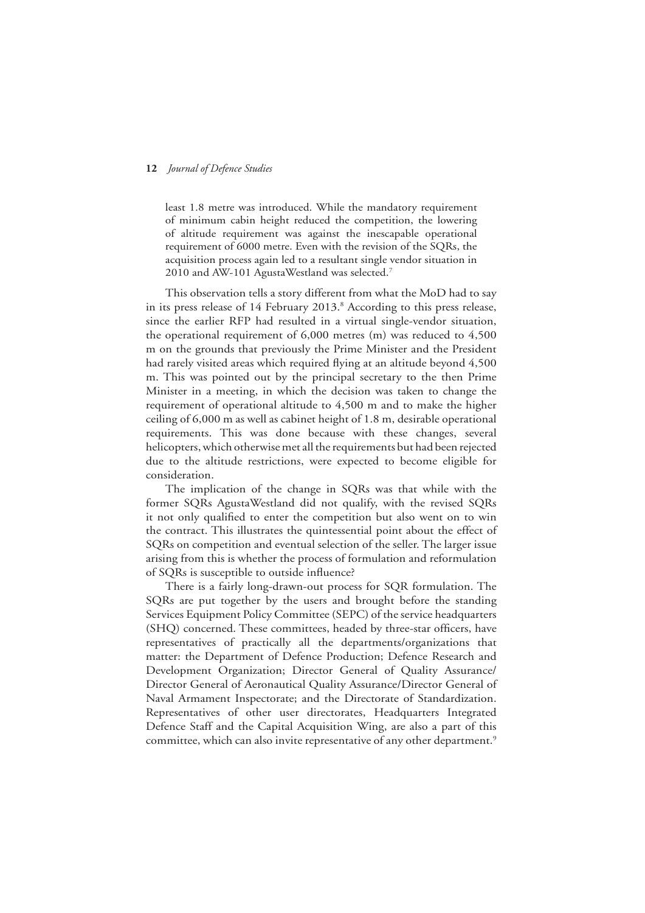least 1.8 metre was introduced. While the mandatory requirement of minimum cabin height reduced the competition, the lowering of altitude requirement was against the inescapable operational requirement of 6000 metre. Even with the revision of the SQRs, the acquisition process again led to a resultant single vendor situation in 2010 and AW-101 AgustaWestland was selected.[7]

This observation tells a story different from what the MoD had to say in its press release of 14 February 2013.[8] According to this press release, since the earlier RFP had resulted in a virtual single-vendor situation, the operational requirement of 6,000 metres (m) was reduced to 4,500 m on the grounds that previously the Prime Minister and the President had rarely visited areas which required flying at an altitude beyond 4,500 m. This was pointed out by the principal secretary to the then Prime Minister in a meeting, in which the decision was taken to change the requirement of operational altitude to 4,500 m and to make the higher ceiling of 6,000 m as well as cabinet height of 1.8 m, desirable operational requirements. This was done because with these changes, several helicopters, which otherwise met all the requirements but had been rejected due to the altitude restrictions, were expected to become eligible for consideration.

The implication of the change in SQRs was that while with the former SQRs AgustaWestland did not qualify, with the revised SQRs it not only qualified to enter the competition but also went on to win the contract. This illustrates the quintessential point about the effect of SQRs on competition and eventual selection of the seller. The larger issue arising from this is whether the process of formulation and reformulation of SQRs is susceptible to outside influence?

There is a fairly long-drawn-out process for SQR formulation. The SQRs are put together by the users and brought before the standing Services Equipment Policy Committee (SEPC) of the service headquarters (SHQ) concerned. These committees, headed by three-star officers, have representatives of practically all the departments/organizations that matter: the Department of Defence Production; Defence Research and Development Organization; Director General of Quality Assurance/Director General of Aeronautical Quality Assurance/Director General of Naval Armament Inspectorate; and the Directorate of Standardization. Representatives of other user directorates, Headquarters Integrated Defence Staff and the Capital Acquisition Wing, are also a part of this committee, which can also invite representative of any other department.[9]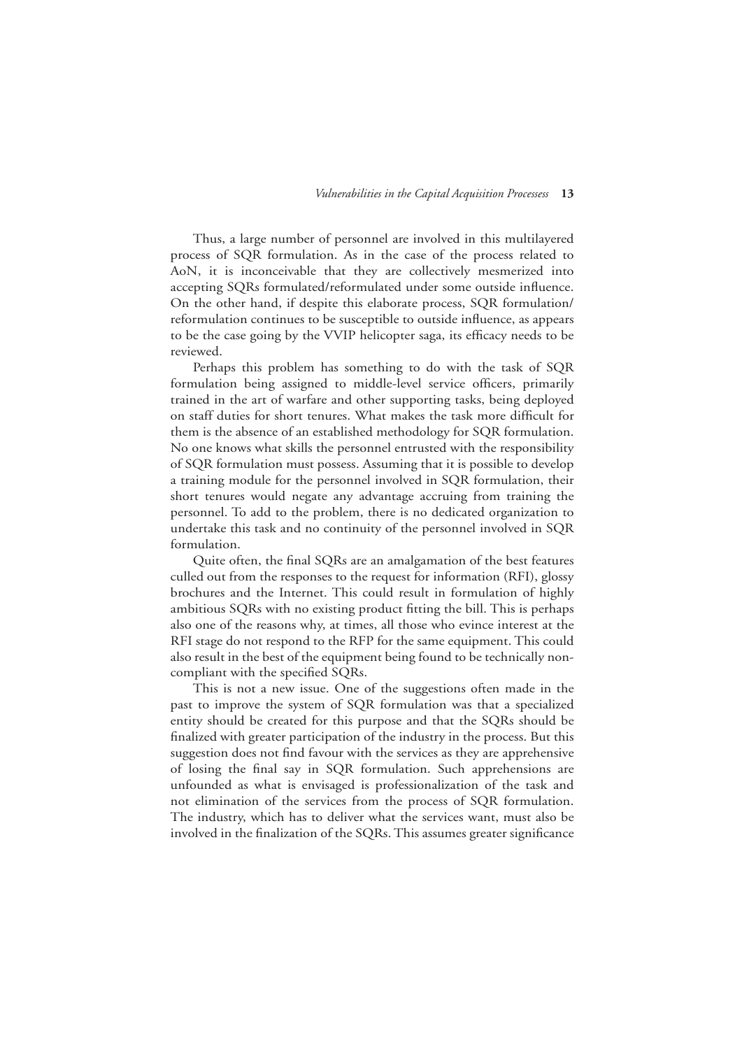Thus, a large number of personnel are involved in this multilayered process of SQR formulation. As in the case of the process related to AoN, it is inconceivable that they are collectively mesmerized into accepting SQRs formulated/reformulated under some outside influence. On the other hand, if despite this elaborate process, SQR formulation/reformulation continues to be susceptible to outside influence, as appears to be the case going by the VVIP helicopter saga, its efficacy needs to be reviewed.

Perhaps this problem has something to do with the task of SQR formulation being assigned to middle-level service officers, primarily trained in the art of warfare and other supporting tasks, being deployed on staff duties for short tenures. What makes the task more difficult for them is the absence of an established methodology for SQR formulation. No one knows what skills the personnel entrusted with the responsibility of SQR formulation must possess. Assuming that it is possible to develop a training module for the personnel involved in SQR formulation, their short tenures would negate any advantage accruing from training the personnel. To add to the problem, there is no dedicated organization to undertake this task and no continuity of the personnel involved in SQR formulation.

Quite often, the final SQRs are an amalgamation of the best features culled out from the responses to the request for information (RFI), glossy brochures and the Internet. This could result in formulation of highly ambitious SQRs with no existing product fitting the bill. This is perhaps also one of the reasons why, at times, all those who evince interest at the RFI stage do not respond to the RFP for the same equipment. This could also result in the best of the equipment being found to be technically non-compliant with the specified SQRs.

This is not a new issue. One of the suggestions often made in the past to improve the system of SQR formulation was that a specialized entity should be created for this purpose and that the SQRs should be finalized with greater participation of the industry in the process. But this suggestion does not find favour with the services as they are apprehensive of losing the final say in SQR formulation. Such apprehensions are unfounded as what is envisaged is professionalization of the task and not elimination of the services from the process of SQR formulation. The industry, which has to deliver what the services want, must also be involved in the finalization of the SQRs. This assumes greater significance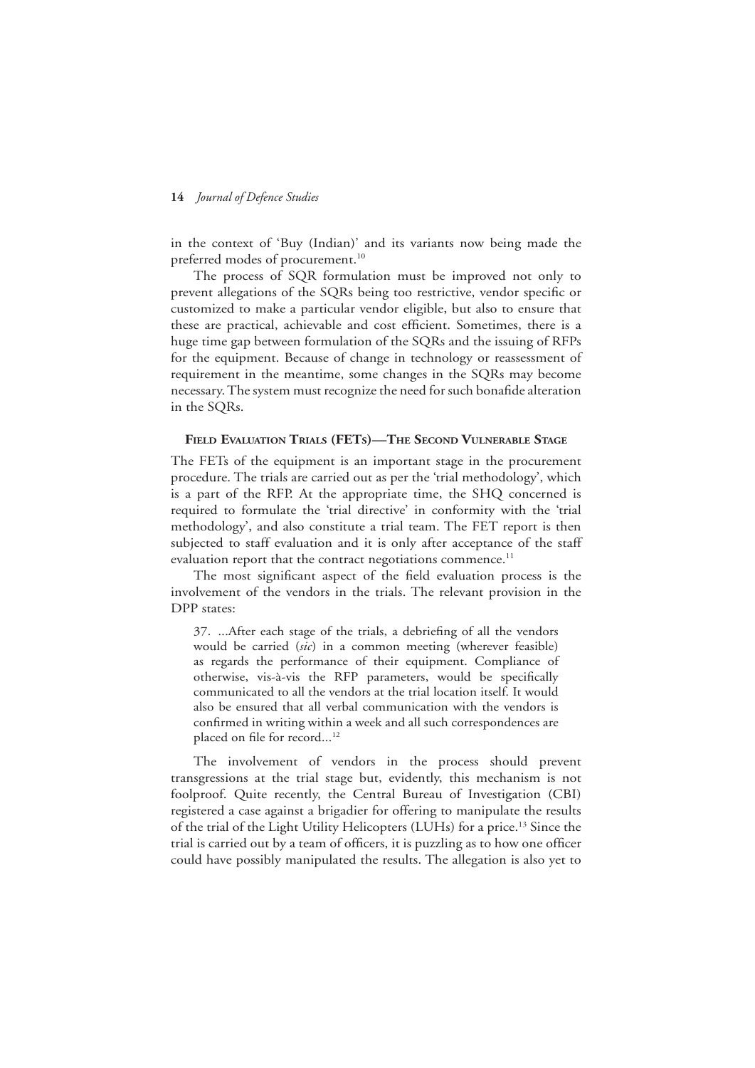in the context of 'Buy (Indian)' and its variants now being made the preferred modes of procurement.[10]

The process of SQR formulation must be improved not only to prevent allegations of the SQRs being too restrictive, vendor specific or customized to make a particular vendor eligible, but also to ensure that these are practical, achievable and cost efficient. Sometimes, there is a huge time gap between formulation of the SQRs and the issuing of RFPs for the equipment. Because of change in technology or reassessment of requirement in the meantime, some changes in the SQRs may become necessary. The system must recognize the need for such bonafide alteration in the SQRs.

### Field Evaluation Trials (FETs)—The Second Vulnerable Stage

The FETs of the equipment is an important stage in the procurement procedure. The trials are carried out as per the 'trial methodology', which is a part of the RFP. At the appropriate time, the SHQ concerned is required to formulate the 'trial directive' in conformity with the 'trial methodology', and also constitute a trial team. The FET report is then subjected to staff evaluation and it is only after acceptance of the staff evaluation report that the contract negotiations commence.[11]

The most significant aspect of the field evaluation process is the involvement of the vendors in the trials. The relevant provision in the DPP states:

> 37. ...After each stage of the trials, a debriefing of all the vendors would be carried (*sic*) in a common meeting (wherever feasible) as regards the performance of their equipment. Compliance of otherwise, vis-à-vis the RFP parameters, would be specifically communicated to all the vendors at the trial location itself. It would also be ensured that all verbal communication with the vendors is confirmed in writing within a week and all such correspondences are placed on file for record...[12]

The involvement of vendors in the process should prevent transgressions at the trial stage but, evidently, this mechanism is not foolproof. Quite recently, the Central Bureau of Investigation (CBI) registered a case against a brigadier for offering to manipulate the results of the trial of the Light Utility Helicopters (LUHs) for a price.[13] Since the trial is carried out by a team of officers, it is puzzling as to how one officer could have possibly manipulated the results. The allegation is also yet to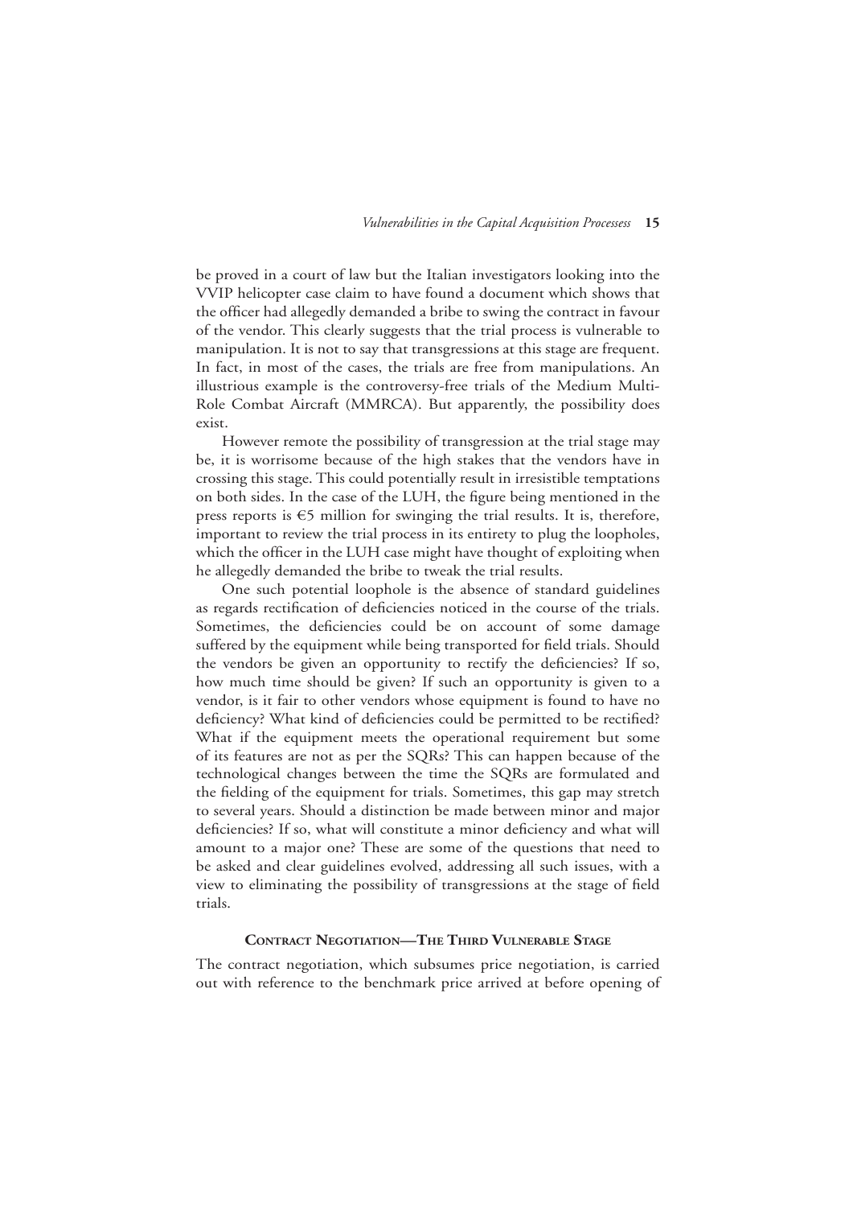be proved in a court of law but the Italian investigators looking into the VVIP helicopter case claim to have found a document which shows that the officer had allegedly demanded a bribe to swing the contract in favour of the vendor. This clearly suggests that the trial process is vulnerable to manipulation. It is not to say that transgressions at this stage are frequent. In fact, in most of the cases, the trials are free from manipulations. An illustrious example is the controversy-free trials of the Medium Multi-Role Combat Aircraft (MMRCA). But apparently, the possibility does exist.

However remote the possibility of transgression at the trial stage may be, it is worrisome because of the high stakes that the vendors have in crossing this stage. This could potentially result in irresistible temptations on both sides. In the case of the LUH, the figure being mentioned in the press reports is €5 million for swinging the trial results. It is, therefore, important to review the trial process in its entirety to plug the loopholes, which the officer in the LUH case might have thought of exploiting when he allegedly demanded the bribe to tweak the trial results.

One such potential loophole is the absence of standard guidelines as regards rectification of deficiencies noticed in the course of the trials. Sometimes, the deficiencies could be on account of some damage suffered by the equipment while being transported for field trials. Should the vendors be given an opportunity to rectify the deficiencies? If so, how much time should be given? If such an opportunity is given to a vendor, is it fair to other vendors whose equipment is found to have no deficiency? What kind of deficiencies could be permitted to be rectified? What if the equipment meets the operational requirement but some of its features are not as per the SQRs? This can happen because of the technological changes between the time the SQRs are formulated and the fielding of the equipment for trials. Sometimes, this gap may stretch to several years. Should a distinction be made between minor and major deficiencies? If so, what will constitute a minor deficiency and what will amount to a major one? These are some of the questions that need to be asked and clear guidelines evolved, addressing all such issues, with a view to eliminating the possibility of transgressions at the stage of field trials.

### Contract Negotiation—The Third Vulnerable Stage

The contract negotiation, which subsumes price negotiation, is carried out with reference to the benchmark price arrived at before opening of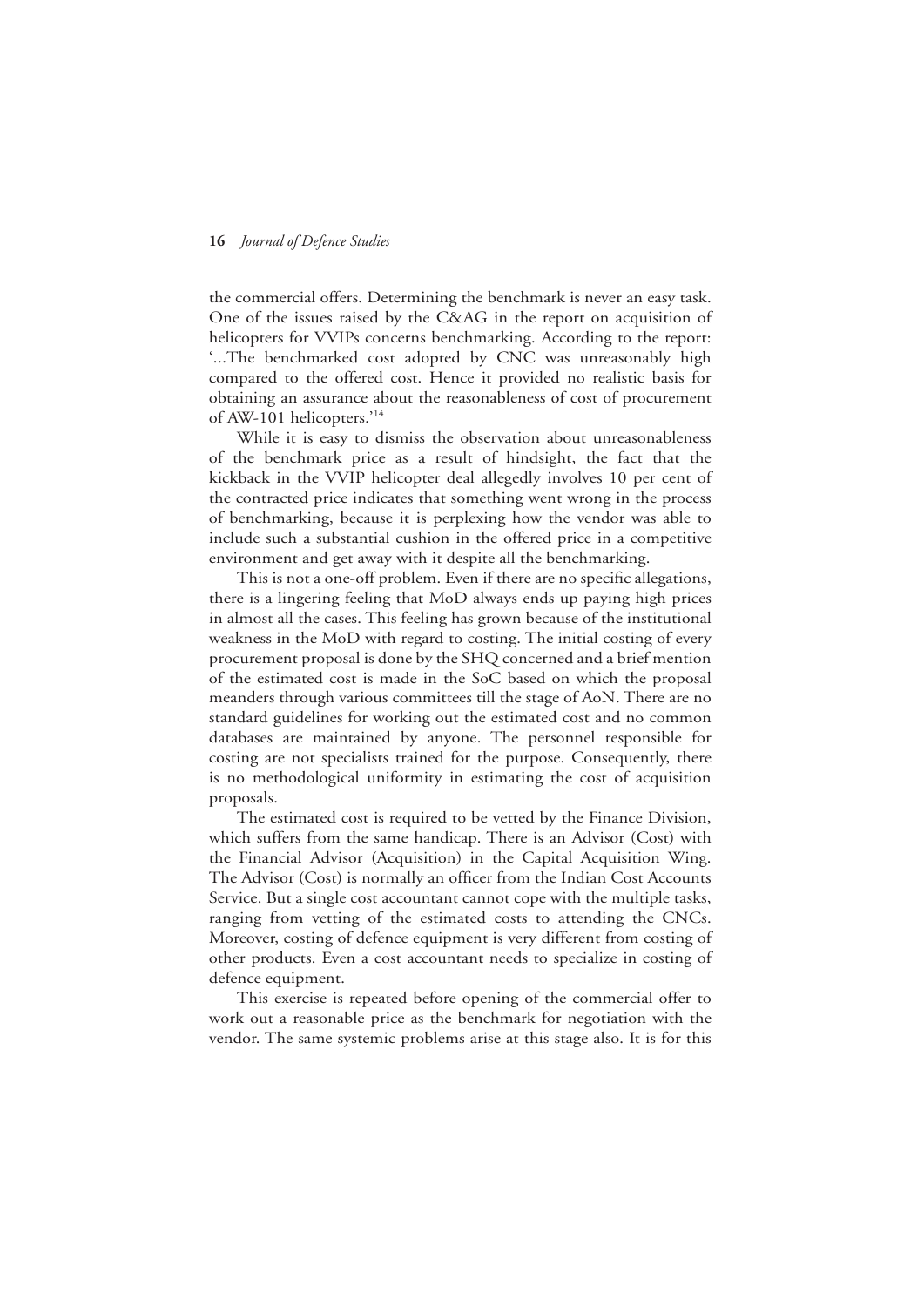the commercial offers. Determining the benchmark is never an easy task. One of the issues raised by the C&AG in the report on acquisition of helicopters for VVIPs concerns benchmarking. According to the report: '...The benchmarked cost adopted by CNC was unreasonably high compared to the offered cost. Hence it provided no realistic basis for obtaining an assurance about the reasonableness of cost of procurement of AW-101 helicopters.'[14]

While it is easy to dismiss the observation about unreasonableness of the benchmark price as a result of hindsight, the fact that the kickback in the VVIP helicopter deal allegedly involves 10 per cent of the contracted price indicates that something went wrong in the process of benchmarking, because it is perplexing how the vendor was able to include such a substantial cushion in the offered price in a competitive environment and get away with it despite all the benchmarking.

This is not a one-off problem. Even if there are no specific allegations, there is a lingering feeling that MoD always ends up paying high prices in almost all the cases. This feeling has grown because of the institutional weakness in the MoD with regard to costing. The initial costing of every procurement proposal is done by the SHQ concerned and a brief mention of the estimated cost is made in the SoC based on which the proposal meanders through various committees till the stage of AoN. There are no standard guidelines for working out the estimated cost and no common databases are maintained by anyone. The personnel responsible for costing are not specialists trained for the purpose. Consequently, there is no methodological uniformity in estimating the cost of acquisition proposals.

The estimated cost is required to be vetted by the Finance Division, which suffers from the same handicap. There is an Advisor (Cost) with the Financial Advisor (Acquisition) in the Capital Acquisition Wing. The Advisor (Cost) is normally an officer from the Indian Cost Accounts Service. But a single cost accountant cannot cope with the multiple tasks, ranging from vetting of the estimated costs to attending the CNCs. Moreover, costing of defence equipment is very different from costing of other products. Even a cost accountant needs to specialize in costing of defence equipment.

This exercise is repeated before opening of the commercial offer to work out a reasonable price as the benchmark for negotiation with the vendor. The same systemic problems arise at this stage also. It is for this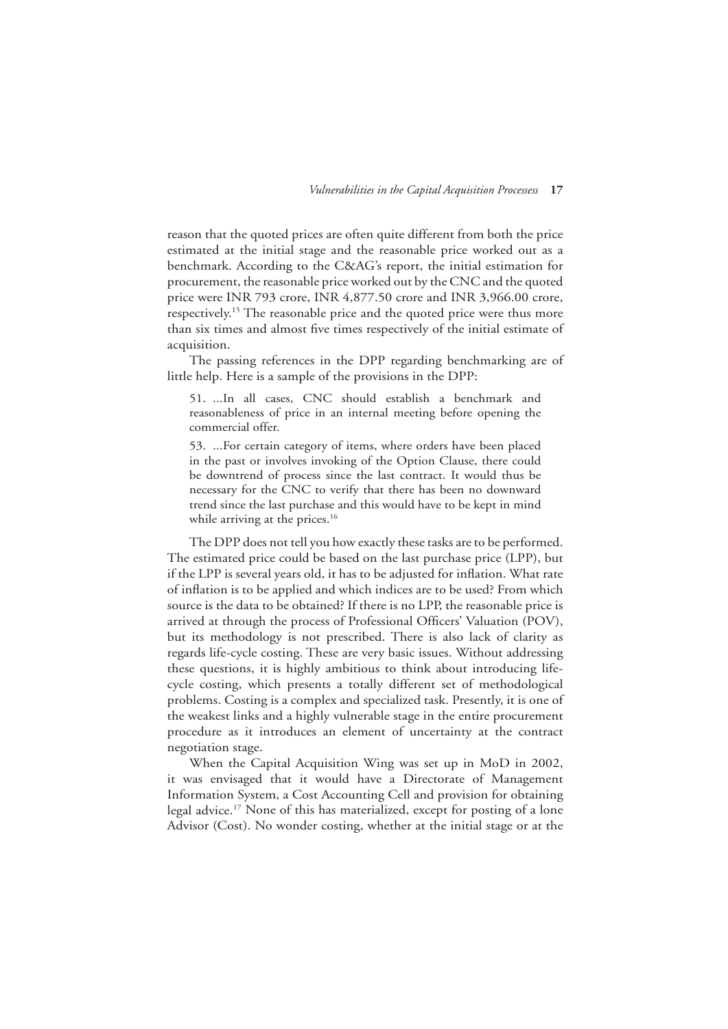reason that the quoted prices are often quite different from both the price estimated at the initial stage and the reasonable price worked out as a benchmark. According to the C&AG's report, the initial estimation for procurement, the reasonable price worked out by the CNC and the quoted price were INR 793 crore, INR 4,877.50 crore and INR 3,966.00 crore, respectively.[15] The reasonable price and the quoted price were thus more than six times and almost five times respectively of the initial estimate of acquisition.

The passing references in the DPP regarding benchmarking are of little help. Here is a sample of the provisions in the DPP:

> 51. ...In all cases, CNC should establish a benchmark and reasonableness of price in an internal meeting before opening the commercial offer.
>
> 53. ...For certain category of items, where orders have been placed in the past or involves invoking of the Option Clause, there could be downtrend of process since the last contract. It would thus be necessary for the CNC to verify that there has been no downward trend since the last purchase and this would have to be kept in mind while arriving at the prices.[16]

The DPP does not tell you how exactly these tasks are to be performed. The estimated price could be based on the last purchase price (LPP), but if the LPP is several years old, it has to be adjusted for inflation. What rate of inflation is to be applied and which indices are to be used? From which source is the data to be obtained? If there is no LPP, the reasonable price is arrived at through the process of Professional Officers' Valuation (POV), but its methodology is not prescribed. There is also lack of clarity as regards life-cycle costing. These are very basic issues. Without addressing these questions, it is highly ambitious to think about introducing life-cycle costing, which presents a totally different set of methodological problems. Costing is a complex and specialized task. Presently, it is one of the weakest links and a highly vulnerable stage in the entire procurement procedure as it introduces an element of uncertainty at the contract negotiation stage.

When the Capital Acquisition Wing was set up in MoD in 2002, it was envisaged that it would have a Directorate of Management Information System, a Cost Accounting Cell and provision for obtaining legal advice.[17] None of this has materialized, except for posting of a lone Advisor (Cost). No wonder costing, whether at the initial stage or at the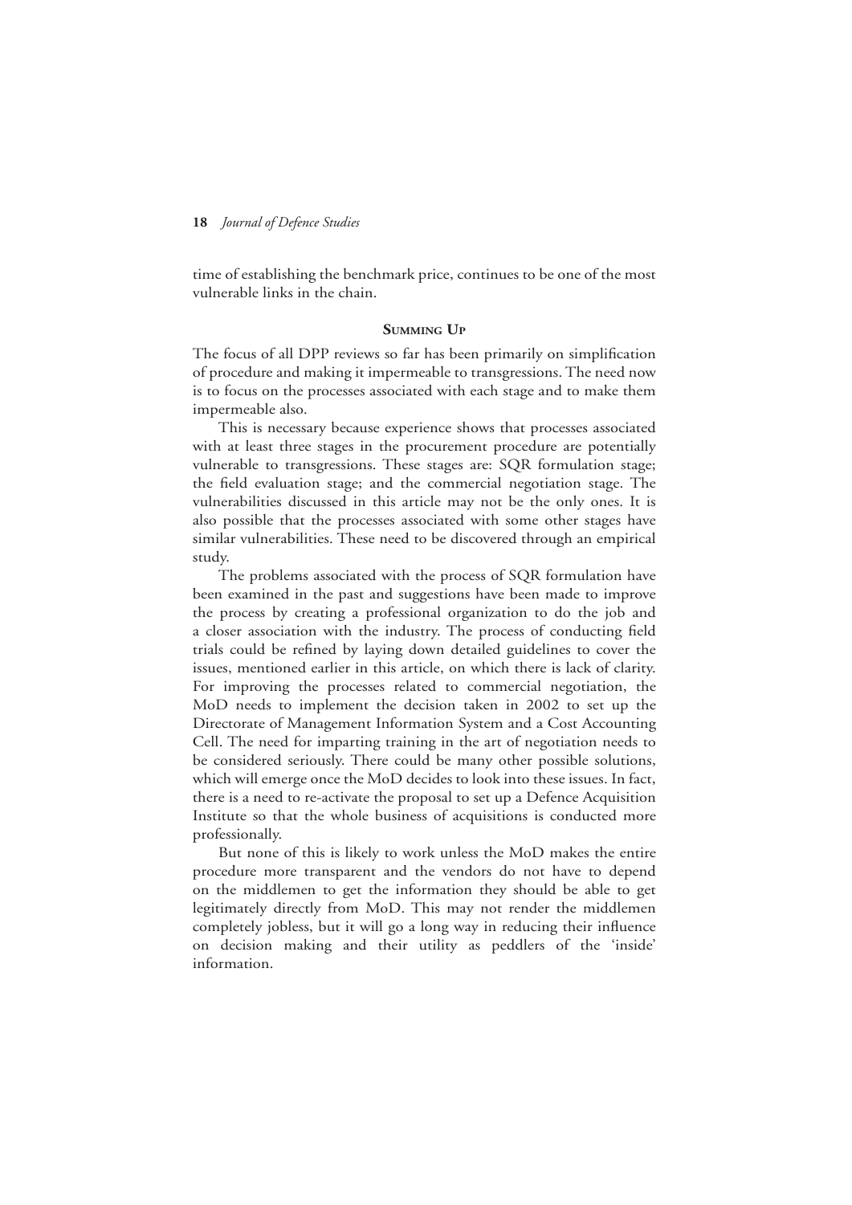time of establishing the benchmark price, continues to be one of the most vulnerable links in the chain.

## Summing Up

The focus of all DPP reviews so far has been primarily on simplification of procedure and making it impermeable to transgressions. The need now is to focus on the processes associated with each stage and to make them impermeable also.

This is necessary because experience shows that processes associated with at least three stages in the procurement procedure are potentially vulnerable to transgressions. These stages are: SQR formulation stage; the field evaluation stage; and the commercial negotiation stage. The vulnerabilities discussed in this article may not be the only ones. It is also possible that the processes associated with some other stages have similar vulnerabilities. These need to be discovered through an empirical study.

The problems associated with the process of SQR formulation have been examined in the past and suggestions have been made to improve the process by creating a professional organization to do the job and a closer association with the industry. The process of conducting field trials could be refined by laying down detailed guidelines to cover the issues, mentioned earlier in this article, on which there is lack of clarity. For improving the processes related to commercial negotiation, the MoD needs to implement the decision taken in 2002 to set up the Directorate of Management Information System and a Cost Accounting Cell. The need for imparting training in the art of negotiation needs to be considered seriously. There could be many other possible solutions, which will emerge once the MoD decides to look into these issues. In fact, there is a need to re-activate the proposal to set up a Defence Acquisition Institute so that the whole business of acquisitions is conducted more professionally.

But none of this is likely to work unless the MoD makes the entire procedure more transparent and the vendors do not have to depend on the middlemen to get the information they should be able to get legitimately directly from MoD. This may not render the middlemen completely jobless, but it will go a long way in reducing their influence on decision making and their utility as peddlers of the 'inside' information.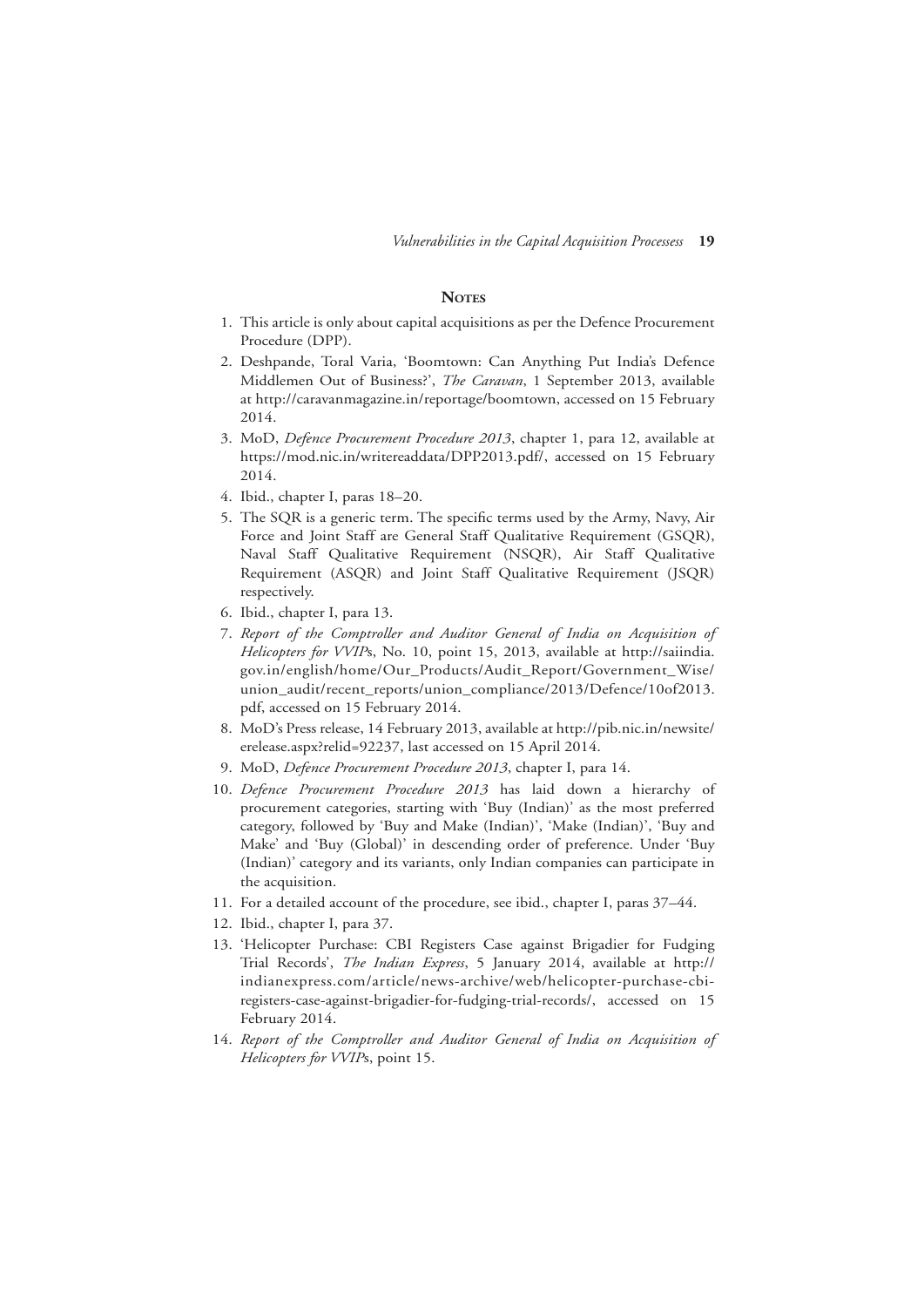## Notes

1. This article is only about capital acquisitions as per the Defence Procurement Procedure (DPP).
2. Deshpande, Toral Varia, 'Boomtown: Can Anything Put India's Defence Middlemen Out of Business?', *The Caravan*, 1 September 2013, available at http://caravanmagazine.in/reportage/boomtown, accessed on 15 February 2014.
3. MoD, *Defence Procurement Procedure 2013*, chapter 1, para 12, available at https://mod.nic.in/writereaddata/DPP2013.pdf/, accessed on 15 February 2014.
4. Ibid., chapter I, paras 18–20.
5. The SQR is a generic term. The specific terms used by the Army, Navy, Air Force and Joint Staff are General Staff Qualitative Requirement (GSQR), Naval Staff Qualitative Requirement (NSQR), Air Staff Qualitative Requirement (ASQR) and Joint Staff Qualitative Requirement (JSQR) respectively.
6. Ibid., chapter I, para 13.
7. *Report of the Comptroller and Auditor General of India on Acquisition of Helicopters for VVIPs*, No. 10, point 15, 2013, available at http://saiindia.gov.in/english/home/Our_Products/Audit_Report/Government_Wise/union_audit/recent_reports/union_compliance/2013/Defence/10of2013.pdf, accessed on 15 February 2014.
8. MoD's Press release, 14 February 2013, available at http://pib.nic.in/newsite/erelease.aspx?relid=92237, last accessed on 15 April 2014.
9. MoD, *Defence Procurement Procedure 2013*, chapter I, para 14.
10. *Defence Procurement Procedure 2013* has laid down a hierarchy of procurement categories, starting with 'Buy (Indian)' as the most preferred category, followed by 'Buy and Make (Indian)', 'Make (Indian)', 'Buy and Make' and 'Buy (Global)' in descending order of preference. Under 'Buy (Indian)' category and its variants, only Indian companies can participate in the acquisition.
11. For a detailed account of the procedure, see ibid., chapter I, paras 37–44.
12. Ibid., chapter I, para 37.
13. 'Helicopter Purchase: CBI Registers Case against Brigadier for Fudging Trial Records', *The Indian Express*, 5 January 2014, available at http://indianexpress.com/article/news-archive/web/helicopter-purchase-cbi-registers-case-against-brigadier-for-fudging-trial-records/, accessed on 15 February 2014.
14. *Report of the Comptroller and Auditor General of India on Acquisition of Helicopters for VVIPs*, point 15.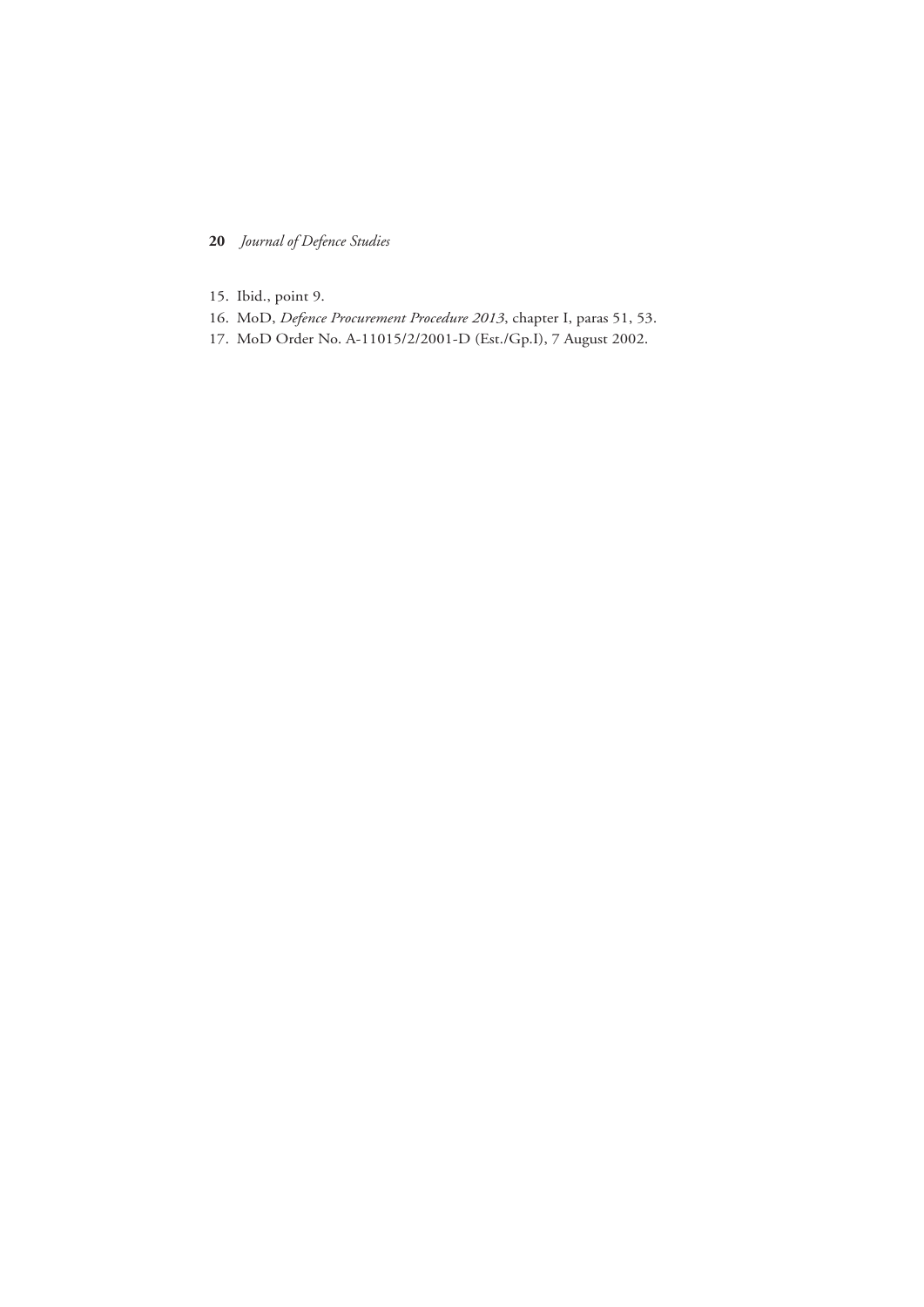15. Ibid., point 9.
16. MoD, *Defence Procurement Procedure 2013*, chapter I, paras 51, 53.
17. MoD Order No. A-11015/2/2001-D (Est./Gp.I), 7 August 2002.